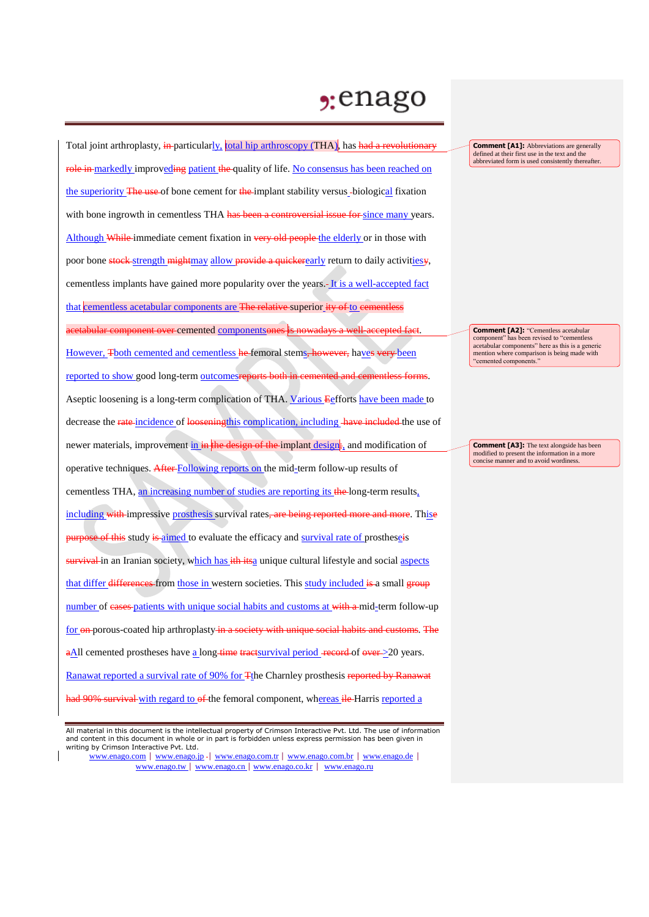Total joint arthroplasty, ~~in~~ particularly, total hip arthroscopy (THA), has ~~had a revolutionary role in~~ markedly improved~~ing~~ patient ~~the~~ quality of life. No consensus has been reached on the superiority ~~The use~~ of bone cement for ~~the~~ implant stability versus biological fixation with bone ingrowth in cementless THA ~~has been a controversial issue for~~ since many years. Although ~~While~~ immediate cement fixation in ~~very old people~~ the elderly or in those with poor bone ~~stock~~ strength ~~might~~may allow ~~provide a quicker~~early return to daily activities~~y~~, cementless implants have gained more popularity over the years. It is a well-accepted fact that cementless acetabular components are ~~The relative~~ superior~~ity of~~ to ~~cementless acetabular component over~~ cemented components~~ones~~ ~~is nowadays a well-accepted fact~~. However, ~~T~~both cemented and cementless ~~he~~ femoral stems~~, however,~~ have~~s~~ ~~very~~ been reported to show good long-term outcomes~~reports both in cemented and cementless forms~~.

Aseptic loosening is a long-term complication of THA. Various ~~E~~efforts have been made to decrease the ~~rate~~ incidence of ~~loosening~~this complication, including ~~have included~~ the use of newer materials, improvement in ~~in the design of the~~ implant design~~;~~, and modification of operative techniques. ~~After~~ Following reports on the mid-term follow-up results of cementless THA, an increasing number of studies are reporting its ~~the~~ long-term results, including ~~with~~ impressive prosthesis survival rates~~, are being reported more and more~~. This~~e~~ ~~purpose of this~~ study ~~is~~ aimed to evaluate the efficacy and survival rate of prostheses~~is~~ ~~survival~~ in an Iranian society, which has ~~ith its~~a unique cultural lifestyle and social aspects that differ ~~differences~~ from those in western societies. This study included ~~is~~ a small ~~group~~ number of ~~cases~~ patients with unique social habits and customs at ~~with a~~ mid-term follow-up for ~~on~~ porous-coated hip arthroplasty ~~in a society with unique social habits and customs~~. ~~The a~~All cemented prostheses have a long ~~time~~ ~~tract~~survival period ~~record~~ of ~~over~~ >20 years. Ranawat reported a survival rate of 90% for ~~T~~the Charnley prosthesis ~~reported by Ranawat had 90% survival~~ with regard to ~~of~~ the femoral component, whereas ~~ile~~ Harris reported a

**Comment [A1]:** Abbreviations are generally defined at their first use in the text and the abbreviated form is used consistently thereafter.

**Comment [A2]:** "Cementless acetabular component" has been revised to "cementless acetabular components" here as this is a generic mention where comparison is being made with "cemented components."

**Comment [A3]:** The text alongside has been modified to present the information in a more concise manner and to avoid wordiness.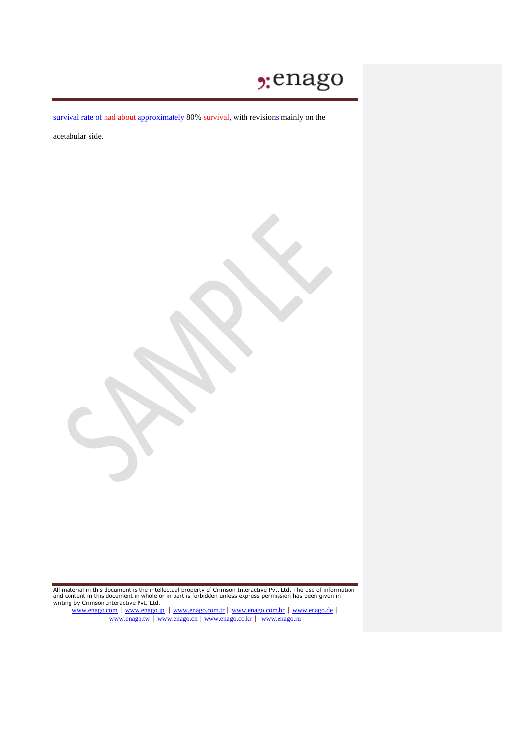survival rate of had about approximately 80% survival, with revisions mainly on the acetabular side.